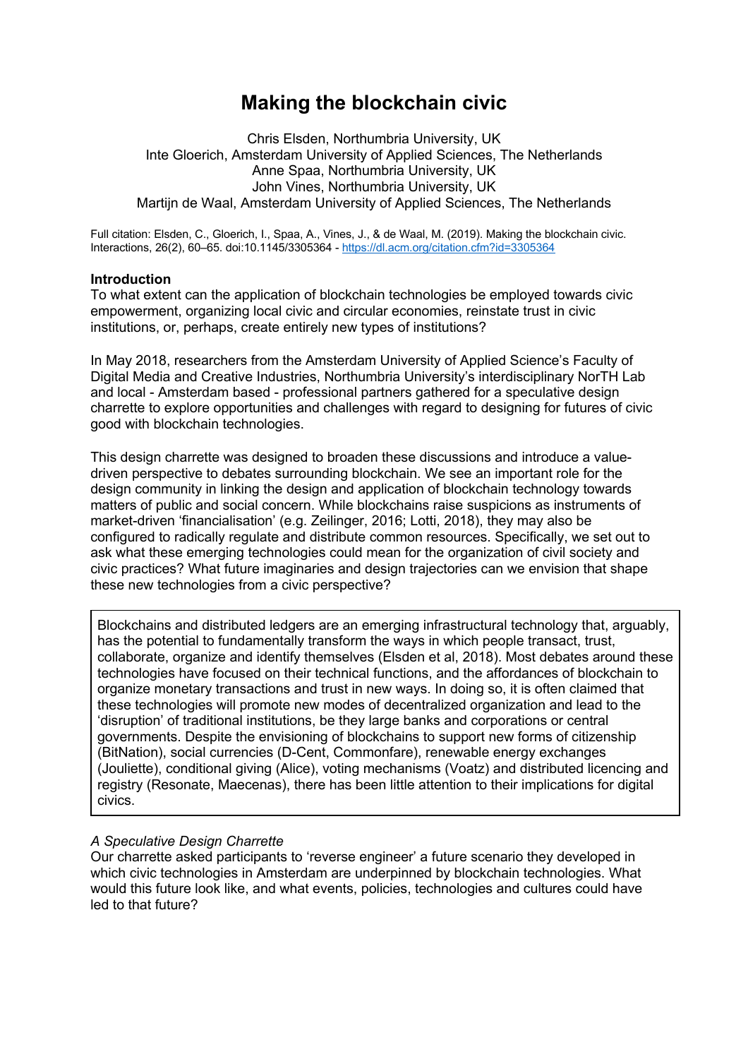# Making the blockchain civic

Chris Elsden, Northumbria University, UK
Inte Gloerich, Amsterdam University of Applied Sciences, The Netherlands
Anne Spaa, Northumbria University, UK
John Vines, Northumbria University, UK
Martijn de Waal, Amsterdam University of Applied Sciences, The Netherlands

Full citation: Elsden, C., Gloerich, I., Spaa, A., Vines, J., & de Waal, M. (2019). Making the blockchain civic. Interactions, 26(2), 60–65. doi:10.1145/3305364 - https://dl.acm.org/citation.cfm?id=3305364

**Introduction**

To what extent can the application of blockchain technologies be employed towards civic empowerment, organizing local civic and circular economies, reinstate trust in civic institutions, or, perhaps, create entirely new types of institutions?

In May 2018, researchers from the Amsterdam University of Applied Science's Faculty of Digital Media and Creative Industries, Northumbria University's interdisciplinary NorTH Lab and local - Amsterdam based - professional partners gathered for a speculative design charrette to explore opportunities and challenges with regard to designing for futures of civic good with blockchain technologies.

This design charrette was designed to broaden these discussions and introduce a value-driven perspective to debates surrounding blockchain. We see an important role for the design community in linking the design and application of blockchain technology towards matters of public and social concern. While blockchains raise suspicions as instruments of market-driven 'financialisation' (e.g. Zeilinger, 2016; Lotti, 2018), they may also be configured to radically regulate and distribute common resources. Specifically, we set out to ask what these emerging technologies could mean for the organization of civil society and civic practices? What future imaginaries and design trajectories can we envision that shape these new technologies from a civic perspective?

> Blockchains and distributed ledgers are an emerging infrastructural technology that, arguably, has the potential to fundamentally transform the ways in which people transact, trust, collaborate, organize and identify themselves (Elsden et al, 2018). Most debates around these technologies have focused on their technical functions, and the affordances of blockchain to organize monetary transactions and trust in new ways. In doing so, it is often claimed that these technologies will promote new modes of decentralized organization and lead to the 'disruption' of traditional institutions, be they large banks and corporations or central governments. Despite the envisioning of blockchains to support new forms of citizenship (BitNation), social currencies (D-Cent, Commonfare), renewable energy exchanges (Jouliette), conditional giving (Alice), voting mechanisms (Voatz) and distributed licencing and registry (Resonate, Maecenas), there has been little attention to their implications for digital civics.

*A Speculative Design Charrette*

Our charrette asked participants to 'reverse engineer' a future scenario they developed in which civic technologies in Amsterdam are underpinned by blockchain technologies. What would this future look like, and what events, policies, technologies and cultures could have led to that future?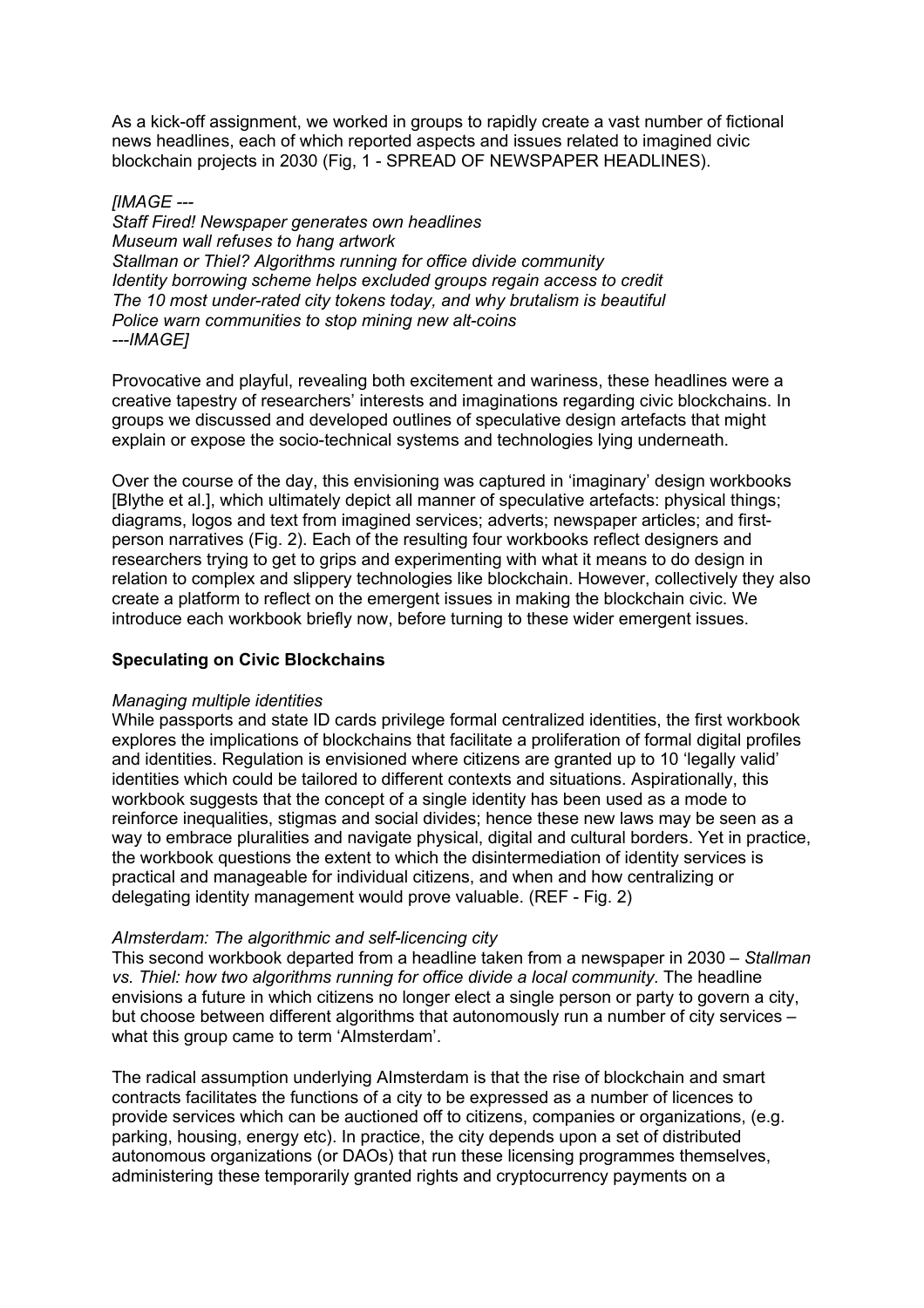As a kick-off assignment, we worked in groups to rapidly create a vast number of fictional news headlines, each of which reported aspects and issues related to imagined civic blockchain projects in 2030 (Fig, 1 - SPREAD OF NEWSPAPER HEADLINES).

*[IMAGE ---*
*Staff Fired! Newspaper generates own headlines*
*Museum wall refuses to hang artwork*
*Stallman or Thiel? Algorithms running for office divide community*
*Identity borrowing scheme helps excluded groups regain access to credit*
*The 10 most under-rated city tokens today, and why brutalism is beautiful*
*Police warn communities to stop mining new alt-coins*
*---IMAGE]*

Provocative and playful, revealing both excitement and wariness, these headlines were a creative tapestry of researchers' interests and imaginations regarding civic blockchains. In groups we discussed and developed outlines of speculative design artefacts that might explain or expose the socio-technical systems and technologies lying underneath.

Over the course of the day, this envisioning was captured in 'imaginary' design workbooks [Blythe et al.], which ultimately depict all manner of speculative artefacts: physical things; diagrams, logos and text from imagined services; adverts; newspaper articles; and first-person narratives (Fig. 2). Each of the resulting four workbooks reflect designers and researchers trying to get to grips and experimenting with what it means to do design in relation to complex and slippery technologies like blockchain. However, collectively they also create a platform to reflect on the emergent issues in making the blockchain civic. We introduce each workbook briefly now, before turning to these wider emergent issues.

**Speculating on Civic Blockchains**

*Managing multiple identities*
While passports and state ID cards privilege formal centralized identities, the first workbook explores the implications of blockchains that facilitate a proliferation of formal digital profiles and identities. Regulation is envisioned where citizens are granted up to 10 'legally valid' identities which could be tailored to different contexts and situations. Aspirationally, this workbook suggests that the concept of a single identity has been used as a mode to reinforce inequalities, stigmas and social divides; hence these new laws may be seen as a way to embrace pluralities and navigate physical, digital and cultural borders. Yet in practice, the workbook questions the extent to which the disintermediation of identity services is practical and manageable for individual citizens, and when and how centralizing or delegating identity management would prove valuable. (REF - Fig. 2)

*AImsterdam: The algorithmic and self-licencing city*
This second workbook departed from a headline taken from a newspaper in 2030 – *Stallman vs. Thiel: how two algorithms running for office divide a local community*. The headline envisions a future in which citizens no longer elect a single person or party to govern a city, but choose between different algorithms that autonomously run a number of city services – what this group came to term 'AImsterdam'.

The radical assumption underlying AImsterdam is that the rise of blockchain and smart contracts facilitates the functions of a city to be expressed as a number of licences to provide services which can be auctioned off to citizens, companies or organizations, (e.g. parking, housing, energy etc). In practice, the city depends upon a set of distributed autonomous organizations (or DAOs) that run these licensing programmes themselves, administering these temporarily granted rights and cryptocurrency payments on a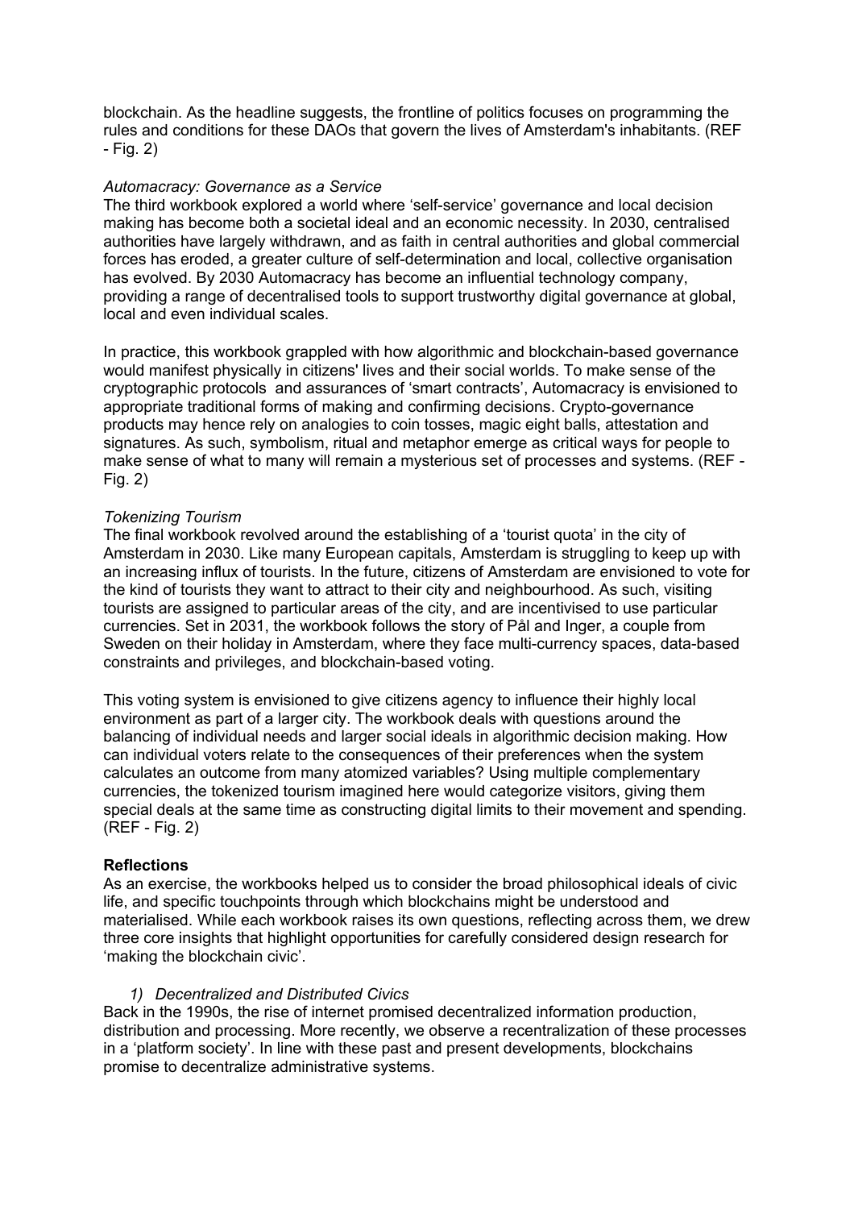blockchain. As the headline suggests, the frontline of politics focuses on programming the rules and conditions for these DAOs that govern the lives of Amsterdam's inhabitants. (REF - Fig. 2)

*Automacracy: Governance as a Service*

The third workbook explored a world where 'self-service' governance and local decision making has become both a societal ideal and an economic necessity. In 2030, centralised authorities have largely withdrawn, and as faith in central authorities and global commercial forces has eroded, a greater culture of self-determination and local, collective organisation has evolved. By 2030 Automacracy has become an influential technology company, providing a range of decentralised tools to support trustworthy digital governance at global, local and even individual scales.

In practice, this workbook grappled with how algorithmic and blockchain-based governance would manifest physically in citizens' lives and their social worlds. To make sense of the cryptographic protocols and assurances of 'smart contracts', Automacracy is envisioned to appropriate traditional forms of making and confirming decisions. Crypto-governance products may hence rely on analogies to coin tosses, magic eight balls, attestation and signatures. As such, symbolism, ritual and metaphor emerge as critical ways for people to make sense of what to many will remain a mysterious set of processes and systems. (REF - Fig. 2)

*Tokenizing Tourism*

The final workbook revolved around the establishing of a 'tourist quota' in the city of Amsterdam in 2030. Like many European capitals, Amsterdam is struggling to keep up with an increasing influx of tourists. In the future, citizens of Amsterdam are envisioned to vote for the kind of tourists they want to attract to their city and neighbourhood. As such, visiting tourists are assigned to particular areas of the city, and are incentivised to use particular currencies. Set in 2031, the workbook follows the story of Pål and Inger, a couple from Sweden on their holiday in Amsterdam, where they face multi-currency spaces, data-based constraints and privileges, and blockchain-based voting.

This voting system is envisioned to give citizens agency to influence their highly local environment as part of a larger city. The workbook deals with questions around the balancing of individual needs and larger social ideals in algorithmic decision making. How can individual voters relate to the consequences of their preferences when the system calculates an outcome from many atomized variables? Using multiple complementary currencies, the tokenized tourism imagined here would categorize visitors, giving them special deals at the same time as constructing digital limits to their movement and spending. (REF - Fig. 2)

**Reflections**

As an exercise, the workbooks helped us to consider the broad philosophical ideals of civic life, and specific touchpoints through which blockchains might be understood and materialised. While each workbook raises its own questions, reflecting across them, we drew three core insights that highlight opportunities for carefully considered design research for 'making the blockchain civic'.

1) *Decentralized and Distributed Civics*

Back in the 1990s, the rise of internet promised decentralized information production, distribution and processing. More recently, we observe a recentralization of these processes in a 'platform society'. In line with these past and present developments, blockchains promise to decentralize administrative systems.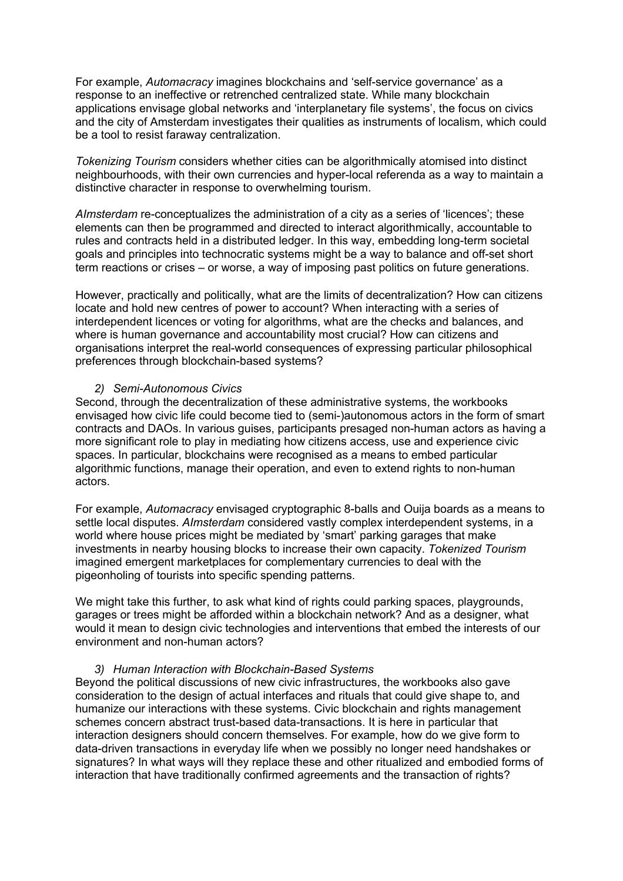For example, *Automacracy* imagines blockchains and 'self-service governance' as a response to an ineffective or retrenched centralized state. While many blockchain applications envisage global networks and 'interplanetary file systems', the focus on civics and the city of Amsterdam investigates their qualities as instruments of localism, which could be a tool to resist faraway centralization.

*Tokenizing Tourism* considers whether cities can be algorithmically atomised into distinct neighbourhoods, with their own currencies and hyper-local referenda as a way to maintain a distinctive character in response to overwhelming tourism.

*AImsterdam* re-conceptualizes the administration of a city as a series of 'licences'; these elements can then be programmed and directed to interact algorithmically, accountable to rules and contracts held in a distributed ledger. In this way, embedding long-term societal goals and principles into technocratic systems might be a way to balance and off-set short term reactions or crises – or worse, a way of imposing past politics on future generations.

However, practically and politically, what are the limits of decentralization? How can citizens locate and hold new centres of power to account? When interacting with a series of interdependent licences or voting for algorithms, what are the checks and balances, and where is human governance and accountability most crucial? How can citizens and organisations interpret the real-world consequences of expressing particular philosophical preferences through blockchain-based systems?

### 2) *Semi-Autonomous Civics*

Second, through the decentralization of these administrative systems, the workbooks envisaged how civic life could become tied to (semi-)autonomous actors in the form of smart contracts and DAOs. In various guises, participants presaged non-human actors as having a more significant role to play in mediating how citizens access, use and experience civic spaces. In particular, blockchains were recognised as a means to embed particular algorithmic functions, manage their operation, and even to extend rights to non-human actors.

For example, *Automacracy* envisaged cryptographic 8-balls and Ouija boards as a means to settle local disputes. *AImsterdam* considered vastly complex interdependent systems, in a world where house prices might be mediated by 'smart' parking garages that make investments in nearby housing blocks to increase their own capacity. *Tokenized Tourism* imagined emergent marketplaces for complementary currencies to deal with the pigeonholing of tourists into specific spending patterns.

We might take this further, to ask what kind of rights could parking spaces, playgrounds, garages or trees might be afforded within a blockchain network? And as a designer, what would it mean to design civic technologies and interventions that embed the interests of our environment and non-human actors?

### 3) *Human Interaction with Blockchain-Based Systems*

Beyond the political discussions of new civic infrastructures, the workbooks also gave consideration to the design of actual interfaces and rituals that could give shape to, and humanize our interactions with these systems. Civic blockchain and rights management schemes concern abstract trust-based data-transactions. It is here in particular that interaction designers should concern themselves. For example, how do we give form to data-driven transactions in everyday life when we possibly no longer need handshakes or signatures? In what ways will they replace these and other ritualized and embodied forms of interaction that have traditionally confirmed agreements and the transaction of rights?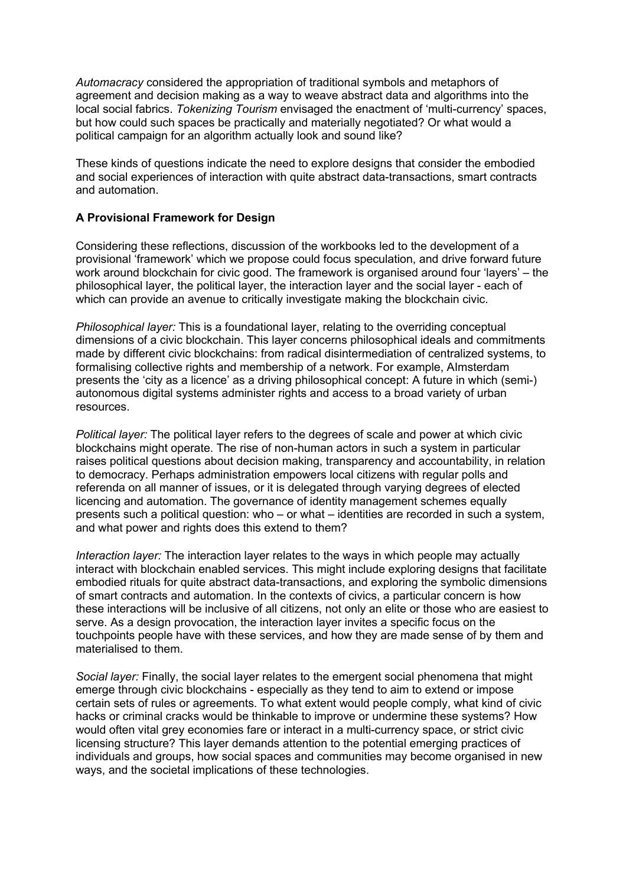*Automacracy* considered the appropriation of traditional symbols and metaphors of agreement and decision making as a way to weave abstract data and algorithms into the local social fabrics. *Tokenizing Tourism* envisaged the enactment of 'multi-currency' spaces, but how could such spaces be practically and materially negotiated? Or what would a political campaign for an algorithm actually look and sound like?

These kinds of questions indicate the need to explore designs that consider the embodied and social experiences of interaction with quite abstract data-transactions, smart contracts and automation.

**A Provisional Framework for Design**

Considering these reflections, discussion of the workbooks led to the development of a provisional 'framework' which we propose could focus speculation, and drive forward future work around blockchain for civic good. The framework is organised around four 'layers' – the philosophical layer, the political layer, the interaction layer and the social layer - each of which can provide an avenue to critically investigate making the blockchain civic.

*Philosophical layer:* This is a foundational layer, relating to the overriding conceptual dimensions of a civic blockchain. This layer concerns philosophical ideals and commitments made by different civic blockchains: from radical disintermediation of centralized systems, to formalising collective rights and membership of a network. For example, AImsterdam presents the 'city as a licence' as a driving philosophical concept: A future in which (semi-) autonomous digital systems administer rights and access to a broad variety of urban resources.

*Political layer:* The political layer refers to the degrees of scale and power at which civic blockchains might operate. The rise of non-human actors in such a system in particular raises political questions about decision making, transparency and accountability, in relation to democracy. Perhaps administration empowers local citizens with regular polls and referenda on all manner of issues, or it is delegated through varying degrees of elected licencing and automation. The governance of identity management schemes equally presents such a political question: who – or what – identities are recorded in such a system, and what power and rights does this extend to them?

*Interaction layer:* The interaction layer relates to the ways in which people may actually interact with blockchain enabled services. This might include exploring designs that facilitate embodied rituals for quite abstract data-transactions, and exploring the symbolic dimensions of smart contracts and automation. In the contexts of civics, a particular concern is how these interactions will be inclusive of all citizens, not only an elite or those who are easiest to serve. As a design provocation, the interaction layer invites a specific focus on the touchpoints people have with these services, and how they are made sense of by them and materialised to them.

*Social layer:* Finally, the social layer relates to the emergent social phenomena that might emerge through civic blockchains - especially as they tend to aim to extend or impose certain sets of rules or agreements. To what extent would people comply, what kind of civic hacks or criminal cracks would be thinkable to improve or undermine these systems? How would often vital grey economies fare or interact in a multi-currency space, or strict civic licensing structure? This layer demands attention to the potential emerging practices of individuals and groups, how social spaces and communities may become organised in new ways, and the societal implications of these technologies.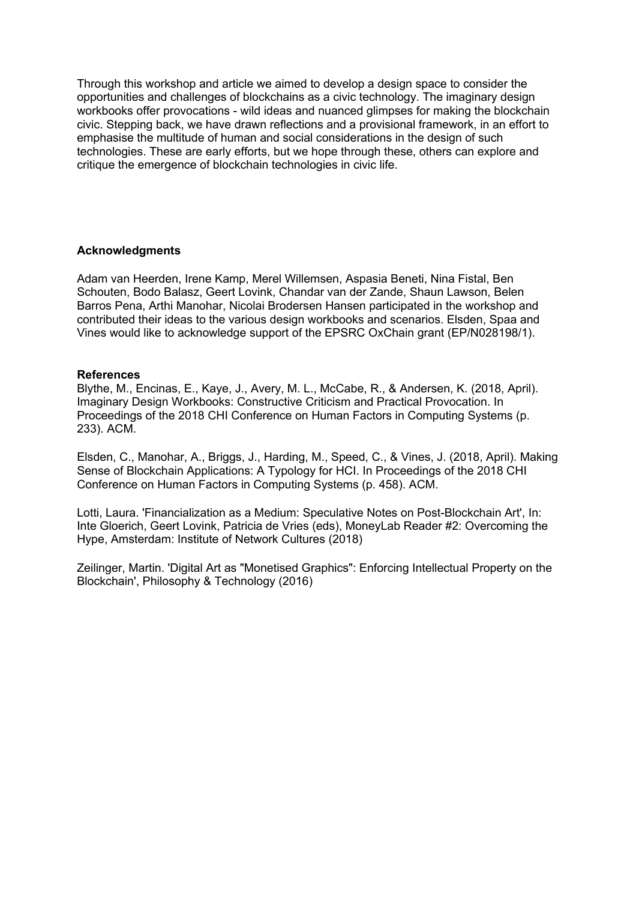Through this workshop and article we aimed to develop a design space to consider the opportunities and challenges of blockchains as a civic technology. The imaginary design workbooks offer provocations - wild ideas and nuanced glimpses for making the blockchain civic. Stepping back, we have drawn reflections and a provisional framework, in an effort to emphasise the multitude of human and social considerations in the design of such technologies. These are early efforts, but we hope through these, others can explore and critique the emergence of blockchain technologies in civic life.

**Acknowledgments**

Adam van Heerden, Irene Kamp, Merel Willemsen, Aspasia Beneti, Nina Fistal, Ben Schouten, Bodo Balasz, Geert Lovink, Chandar van der Zande, Shaun Lawson, Belen Barros Pena, Arthi Manohar, Nicolai Brodersen Hansen participated in the workshop and contributed their ideas to the various design workbooks and scenarios. Elsden, Spaa and Vines would like to acknowledge support of the EPSRC OxChain grant (EP/N028198/1).

**References**

Blythe, M., Encinas, E., Kaye, J., Avery, M. L., McCabe, R., & Andersen, K. (2018, April). Imaginary Design Workbooks: Constructive Criticism and Practical Provocation. In Proceedings of the 2018 CHI Conference on Human Factors in Computing Systems (p. 233). ACM.

Elsden, C., Manohar, A., Briggs, J., Harding, M., Speed, C., & Vines, J. (2018, April). Making Sense of Blockchain Applications: A Typology for HCI. In Proceedings of the 2018 CHI Conference on Human Factors in Computing Systems (p. 458). ACM.

Lotti, Laura. 'Financialization as a Medium: Speculative Notes on Post-Blockchain Art', In: Inte Gloerich, Geert Lovink, Patricia de Vries (eds), MoneyLab Reader #2: Overcoming the Hype, Amsterdam: Institute of Network Cultures (2018)

Zeilinger, Martin. 'Digital Art as "Monetised Graphics": Enforcing Intellectual Property on the Blockchain', Philosophy & Technology (2016)